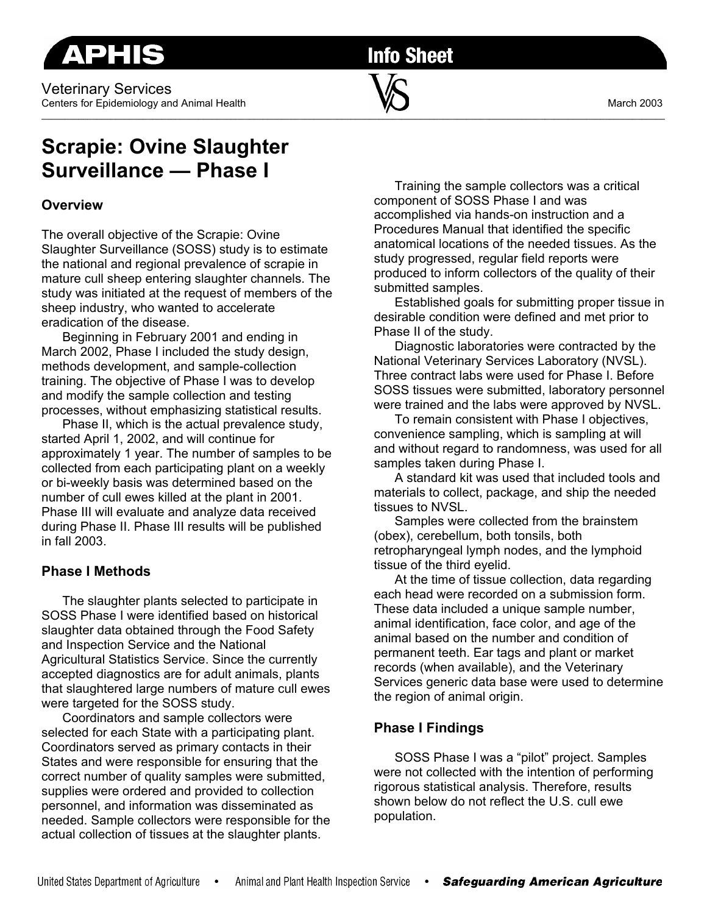APHIS Info Sheet

Veterinary Services
Centers for Epidemiology and Animal Health

March 2003

# Scrapie: Ovine Slaughter Surveillance — Phase I

## Overview

The overall objective of the Scrapie: Ovine Slaughter Surveillance (SOSS) study is to estimate the national and regional prevalence of scrapie in mature cull sheep entering slaughter channels. The study was initiated at the request of members of the sheep industry, who wanted to accelerate eradication of the disease.

Beginning in February 2001 and ending in March 2002, Phase I included the study design, methods development, and sample-collection training. The objective of Phase I was to develop and modify the sample collection and testing processes, without emphasizing statistical results.

Phase II, which is the actual prevalence study, started April 1, 2002, and will continue for approximately 1 year. The number of samples to be collected from each participating plant on a weekly or bi-weekly basis was determined based on the number of cull ewes killed at the plant in 2001. Phase III will evaluate and analyze data received during Phase II. Phase III results will be published in fall 2003.

## Phase I Methods

The slaughter plants selected to participate in SOSS Phase I were identified based on historical slaughter data obtained through the Food Safety and Inspection Service and the National Agricultural Statistics Service. Since the currently accepted diagnostics are for adult animals, plants that slaughtered large numbers of mature cull ewes were targeted for the SOSS study.

Coordinators and sample collectors were selected for each State with a participating plant. Coordinators served as primary contacts in their States and were responsible for ensuring that the correct number of quality samples were submitted, supplies were ordered and provided to collection personnel, and information was disseminated as needed. Sample collectors were responsible for the actual collection of tissues at the slaughter plants.

Training the sample collectors was a critical component of SOSS Phase I and was accomplished via hands-on instruction and a Procedures Manual that identified the specific anatomical locations of the needed tissues. As the study progressed, regular field reports were produced to inform collectors of the quality of their submitted samples.

Established goals for submitting proper tissue in desirable condition were defined and met prior to Phase II of the study.

Diagnostic laboratories were contracted by the National Veterinary Services Laboratory (NVSL). Three contract labs were used for Phase I. Before SOSS tissues were submitted, laboratory personnel were trained and the labs were approved by NVSL.

To remain consistent with Phase I objectives, convenience sampling, which is sampling at will and without regard to randomness, was used for all samples taken during Phase I.

A standard kit was used that included tools and materials to collect, package, and ship the needed tissues to NVSL.

Samples were collected from the brainstem (obex), cerebellum, both tonsils, both retropharyngeal lymph nodes, and the lymphoid tissue of the third eyelid.

At the time of tissue collection, data regarding each head were recorded on a submission form. These data included a unique sample number, animal identification, face color, and age of the animal based on the number and condition of permanent teeth. Ear tags and plant or market records (when available), and the Veterinary Services generic data base were used to determine the region of animal origin.

## Phase I Findings

SOSS Phase I was a "pilot" project. Samples were not collected with the intention of performing rigorous statistical analysis. Therefore, results shown below do not reflect the U.S. cull ewe population.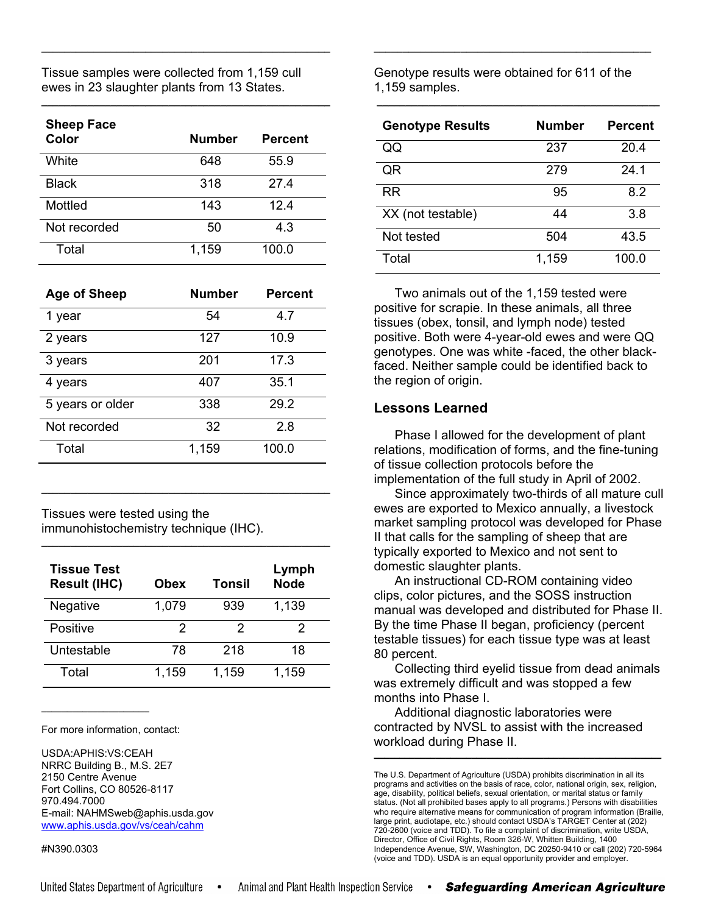Tissue samples were collected from 1,159 cull ewes in 23 slaughter plants from 13 States.

| Sheep Face Color | Number | Percent |
|---|---|---|
| White | 648 | 55.9 |
| Black | 318 | 27.4 |
| Mottled | 143 | 12.4 |
| Not recorded | 50 | 4.3 |
| Total | 1,159 | 100.0 |

| Age of Sheep | Number | Percent |
|---|---|---|
| 1 year | 54 | 4.7 |
| 2 years | 127 | 10.9 |
| 3 years | 201 | 17.3 |
| 4 years | 407 | 35.1 |
| 5 years or older | 338 | 29.2 |
| Not recorded | 32 | 2.8 |
| Total | 1,159 | 100.0 |

Tissues were tested using the immunohistochemistry technique (IHC).

| Tissue Test Result (IHC) | Obex | Tonsil | Lymph Node |
|---|---|---|---|
| Negative | 1,079 | 939 | 1,139 |
| Positive | 2 | 2 | 2 |
| Untestable | 78 | 218 | 18 |
| Total | 1,159 | 1,159 | 1,159 |

Genotype results were obtained for 611 of the 1,159 samples.

| Genotype Results | Number | Percent |
|---|---|---|
| QQ | 237 | 20.4 |
| QR | 279 | 24.1 |
| RR | 95 | 8.2 |
| XX (not testable) | 44 | 3.8 |
| Not tested | 504 | 43.5 |
| Total | 1,159 | 100.0 |

Two animals out of the 1,159 tested were positive for scrapie. In these animals, all three tissues (obex, tonsil, and lymph node) tested positive. Both were 4-year-old ewes and were QQ genotypes. One was white -faced, the other black-faced. Neither sample could be identified back to the region of origin.

## Lessons Learned

Phase I allowed for the development of plant relations, modification of forms, and the fine-tuning of tissue collection protocols before the implementation of the full study in April of 2002.

Since approximately two-thirds of all mature cull ewes are exported to Mexico annually, a livestock market sampling protocol was developed for Phase II that calls for the sampling of sheep that are typically exported to Mexico and not sent to domestic slaughter plants.

An instructional CD-ROM containing video clips, color pictures, and the SOSS instruction manual was developed and distributed for Phase II. By the time Phase II began, proficiency (percent testable tissues) for each tissue type was at least 80 percent.

Collecting third eyelid tissue from dead animals was extremely difficult and was stopped a few months into Phase I.

Additional diagnostic laboratories were contracted by NVSL to assist with the increased workload during Phase II.

For more information, contact:

USDA:APHIS:VS:CEAH
NRRC Building B., M.S. 2E7
2150 Centre Avenue
Fort Collins, CO 80526-8117
970.494.7000
E-mail: NAHMSweb@aphis.usda.gov
www.aphis.usda.gov/vs/ceah/cahm

#N390.0303

The U.S. Department of Agriculture (USDA) prohibits discrimination in all its programs and activities on the basis of race, color, national origin, sex, religion, age, disability, political beliefs, sexual orientation, or marital or family status. (Not all prohibited bases apply to all programs.) Persons with disabilities who require alternative means for communication of program information (Braille, large print, audiotape, etc.) should contact USDA's TARGET Center at (202) 720-2600 (voice and TDD). To file a complaint of discrimination, write USDA, Director, Office of Civil Rights, Room 326-W, Whitten Building, 1400 Independence Avenue, SW, Washington, DC 20250-9410 or call (202) 720-5964 (voice and TDD). USDA is an equal opportunity provider and employer.